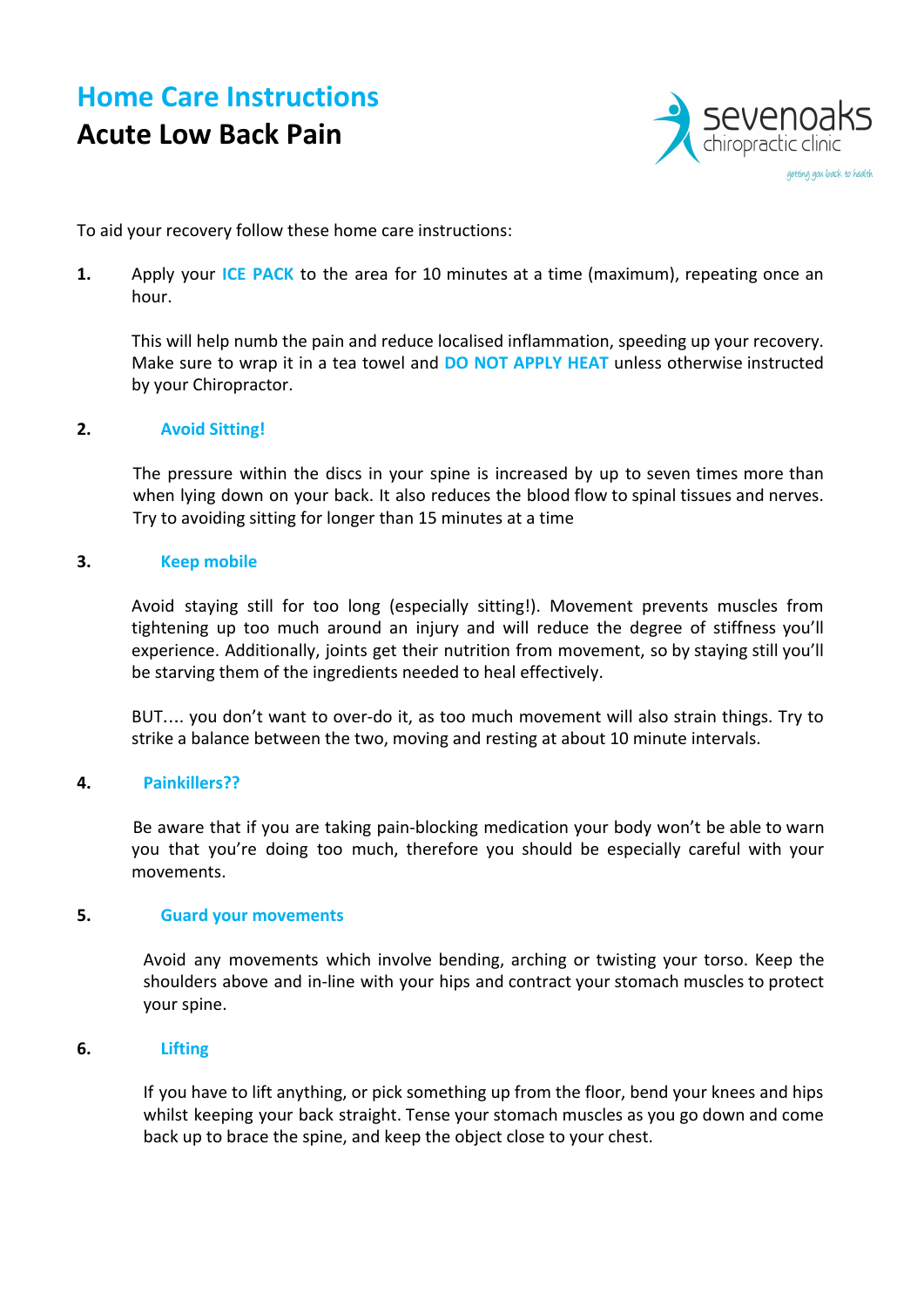# Home Care Instructions

## Acute Low Back Pain

sevenoaks chiropractic clinic
getting you back to health

To aid your recovery follow these home care instructions:

**1.** Apply your **ICE PACK** to the area for 10 minutes at a time (maximum), repeating once an hour.

This will help numb the pain and reduce localised inflammation, speeding up your recovery. Make sure to wrap it in a tea towel and **DO NOT APPLY HEAT** unless otherwise instructed by your Chiropractor.

**2.** **Avoid Sitting!**

The pressure within the discs in your spine is increased by up to seven times more than when lying down on your back. It also reduces the blood flow to spinal tissues and nerves. Try to avoiding sitting for longer than 15 minutes at a time

**3.** **Keep mobile**

Avoid staying still for too long (especially sitting!). Movement prevents muscles from tightening up too much around an injury and will reduce the degree of stiffness you'll experience. Additionally, joints get their nutrition from movement, so by staying still you'll be starving them of the ingredients needed to heal effectively.

BUT…. you don't want to over-do it, as too much movement will also strain things. Try to strike a balance between the two, moving and resting at about 10 minute intervals.

**4.** **Painkillers??**

Be aware that if you are taking pain-blocking medication your body won't be able to warn you that you're doing too much, therefore you should be especially careful with your movements.

**5.** **Guard your movements**

Avoid any movements which involve bending, arching or twisting your torso. Keep the shoulders above and in-line with your hips and contract your stomach muscles to protect your spine.

**6.** **Lifting**

If you have to lift anything, or pick something up from the floor, bend your knees and hips whilst keeping your back straight. Tense your stomach muscles as you go down and come back up to brace the spine, and keep the object close to your chest.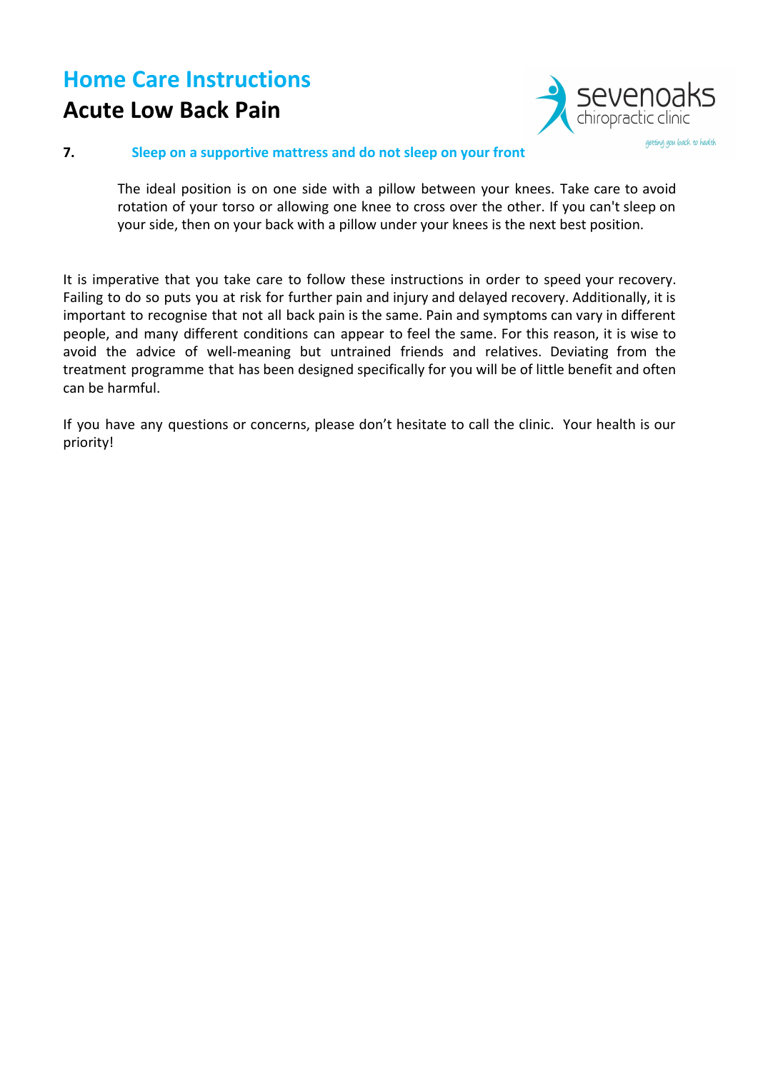# Home Care Instructions

## Acute Low Back Pain

**7. Sleep on a supportive mattress and do not sleep on your front**

The ideal position is on one side with a pillow between your knees. Take care to avoid rotation of your torso or allowing one knee to cross over the other. If you can't sleep on your side, then on your back with a pillow under your knees is the next best position.

It is imperative that you take care to follow these instructions in order to speed your recovery. Failing to do so puts you at risk for further pain and injury and delayed recovery. Additionally, it is important to recognise that not all back pain is the same. Pain and symptoms can vary in different people, and many different conditions can appear to feel the same. For this reason, it is wise to avoid the advice of well-meaning but untrained friends and relatives. Deviating from the treatment programme that has been designed specifically for you will be of little benefit and often can be harmful.

If you have any questions or concerns, please don't hesitate to call the clinic. Your health is our priority!